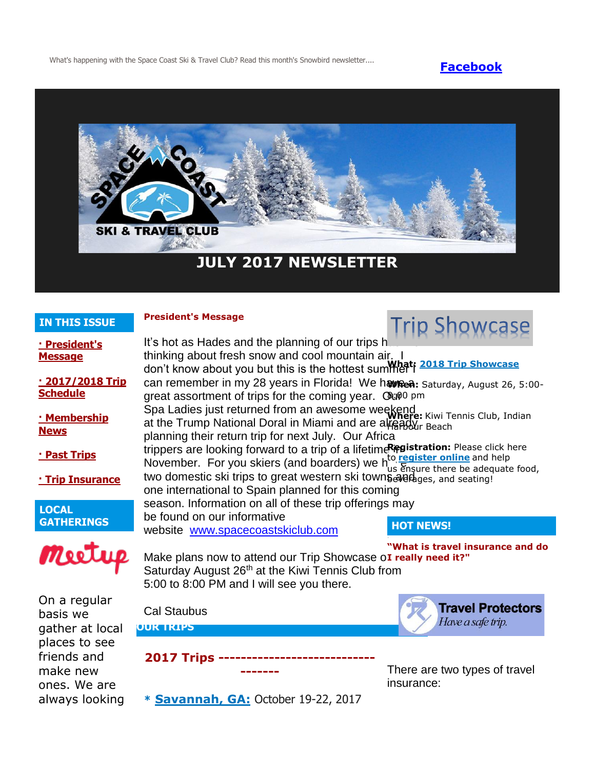What's happening with the Space Coast Ski & Travel Club? Read this month's Snowbird newsletter....

**Facebook**

SPACE COAST SKI & TRAVEL CLUB

# JULY 2017 NEWSLETTER

## IN THIS ISSUE

- **· President's Message**
- **· 2017/2018 Trip Schedule**
- **· Membership News**
- **· Past Trips**
- **· Trip Insurance**

## LOCAL GATHERINGS

meetup

On a regular basis we gather at local places to see friends and make new ones. We are always looking

## President's Message

It's hot as Hades and the planning of our trips h... thinking about fresh snow and cool mountain air. I don't know about you but this is the hottest summer I can remember in my 28 years in Florida! We have a great assortment of trips for the coming year. Our Spa Ladies just returned from an awesome weekend at the Trump National Doral in Miami and are already planning their return trip for next July. Our Africa trippers are looking forward to a trip of a lifetime in November. For you skiers (and boarders) we h... two domestic ski trips to great western ski towns and one international to Spain planned for this coming season. Information on all of these trip offerings may be found on our informative website www.spacecoastskiclub.com

Make plans now to attend our Trip Showcase on Saturday August 26th at the Kiwi Tennis Club from 5:00 to 8:00 PM and I will see you there.

Cal Staubus

## Trip Showcase

**What:** **2018 Trip Showcase**

**When:** Saturday, August 26, 5:00-8:00 pm

**Where:** Kiwi Tennis Club, Indian Harbour Beach

**Registration:** Please click here to **register online** and help us ensure there be adequate food, beverages, and seating!

## OUR TRIPS

### 2017 Trips -----------------------------------

**\* Savannah, GA:** October 19-22, 2017

## HOT NEWS!

**"What is travel insurance and do I really need it?"**

Travel Protectors
*Have a safe trip.*

There are two types of travel insurance: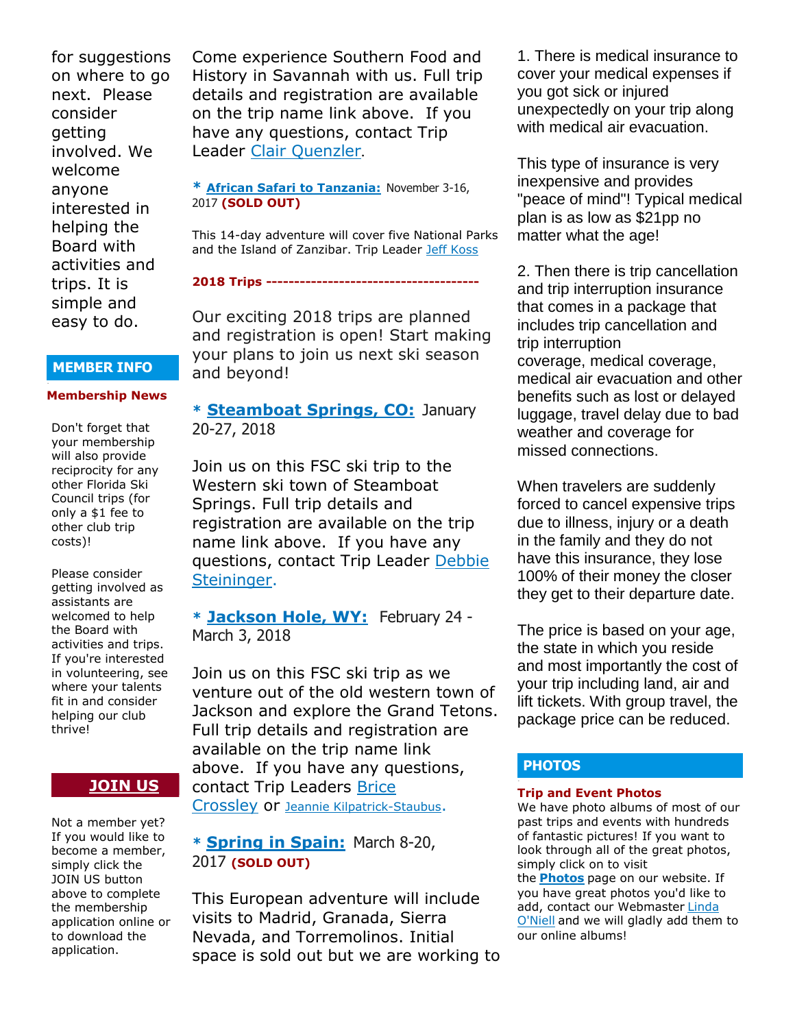for suggestions on where to go next. Please consider getting involved. We welcome anyone interested in helping the Board with activities and trips. It is simple and easy to do.

## MEMBER INFO

**Membership News**

Don't forget that your membership will also provide reciprocity for any other Florida Ski Council trips (for only a $1 fee to other club trip costs)!

Please consider getting involved as assistants are welcomed to help the Board with activities and trips. If you're interested in volunteering, see where your talents fit in and consider helping our club thrive!

## JOIN US

Not a member yet? If you would like to become a member, simply click the JOIN US button above to complete the membership application online or to download the application.

Come experience Southern Food and History in Savannah with us. Full trip details and registration are available on the trip name link above. If you have any questions, contact Trip Leader Clair Quenzler.

**\* African Safari to Tanzania:** November 3-16, 2017 **(SOLD OUT)**

This 14-day adventure will cover five National Parks and the Island of Zanzibar. Trip Leader Jeff Koss

**2018 Trips -------------------------------------**

Our exciting 2018 trips are planned and registration is open! Start making your plans to join us next ski season and beyond!

**\* Steamboat Springs, CO:** January 20-27, 2018

Join us on this FSC ski trip to the Western ski town of Steamboat Springs. Full trip details and registration are available on the trip name link above. If you have any questions, contact Trip Leader Debbie Steininger.

**\* Jackson Hole, WY:** February 24 - March 3, 2018

Join us on this FSC ski trip as we venture out of the old western town of Jackson and explore the Grand Tetons. Full trip details and registration are available on the trip name link above. If you have any questions, contact Trip Leaders Brice Crossley or Jeannie Kilpatrick-Staubus.

**\* Spring in Spain:** March 8-20, 2017 **(SOLD OUT)**

This European adventure will include visits to Madrid, Granada, Sierra Nevada, and Torremolinos. Initial space is sold out but we are working to

1. There is medical insurance to cover your medical expenses if you got sick or injured unexpectedly on your trip along with medical air evacuation.

This type of insurance is very inexpensive and provides "peace of mind"! Typical medical plan is as low as $21pp no matter what the age!

2. Then there is trip cancellation and trip interruption insurance that comes in a package that includes trip cancellation and trip interruption coverage, medical coverage, medical air evacuation and other benefits such as lost or delayed luggage, travel delay due to bad weather and coverage for missed connections.

When travelers are suddenly forced to cancel expensive trips due to illness, injury or a death in the family and they do not have this insurance, they lose 100% of their money the closer they get to their departure date.

The price is based on your age, the state in which you reside and most importantly the cost of your trip including land, air and lift tickets. With group travel, the package price can be reduced.

## PHOTOS

**Trip and Event Photos**
We have photo albums of most of our past trips and events with hundreds of fantastic pictures! If you want to look through all of the great photos, simply click on to visit the **Photos** page on our website. If you have great photos you'd like to add, contact our Webmaster Linda O'Niell and we will gladly add them to our online albums!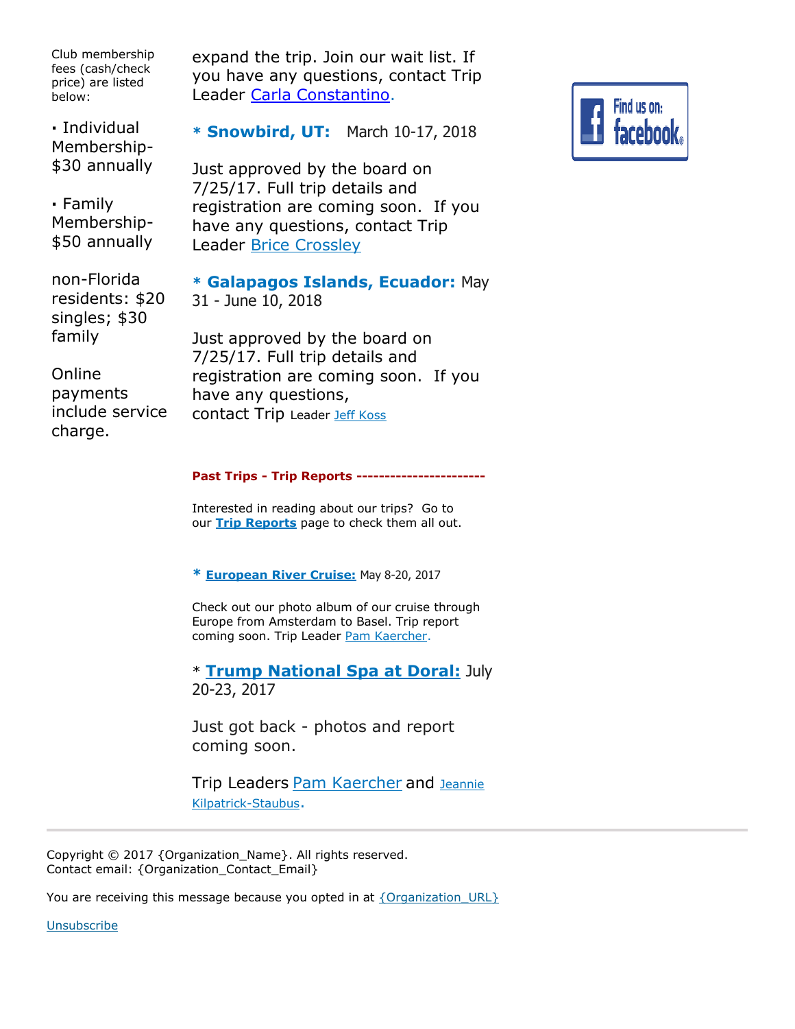Club membership fees (cash/check price) are listed below:

- Individual Membership- $30 annually
- Family Membership- $50 annually

non-Florida residents: $20 singles; $30 family

Online payments include service charge.

expand the trip. Join our wait list. If you have any questions, contact Trip Leader Carla Constantino.

**\* Snowbird, UT:** March 10-17, 2018

Just approved by the board on 7/25/17. Full trip details and registration are coming soon. If you have any questions, contact Trip Leader Brice Crossley

**\* Galapagos Islands, Ecuador:** May 31 - June 10, 2018

Just approved by the board on 7/25/17. Full trip details and registration are coming soon. If you have any questions, contact Trip Leader Jeff Koss

**Past Trips - Trip Reports -----------------------**

Interested in reading about our trips? Go to our **Trip Reports** page to check them all out.

\* **European River Cruise:** May 8-20, 2017

Check out our photo album of our cruise through Europe from Amsterdam to Basel. Trip report coming soon. Trip Leader Pam Kaercher.

\* **Trump National Spa at Doral:** July 20-23, 2017

Just got back - photos and report coming soon.

Trip Leaders Pam Kaercher and Jeannie Kilpatrick-Staubus.

Find us on: facebook.

---

Copyright © 2017 {Organization_Name}. All rights reserved.
Contact email: {Organization_Contact_Email}

You are receiving this message because you opted in at {Organization_URL}

Unsubscribe